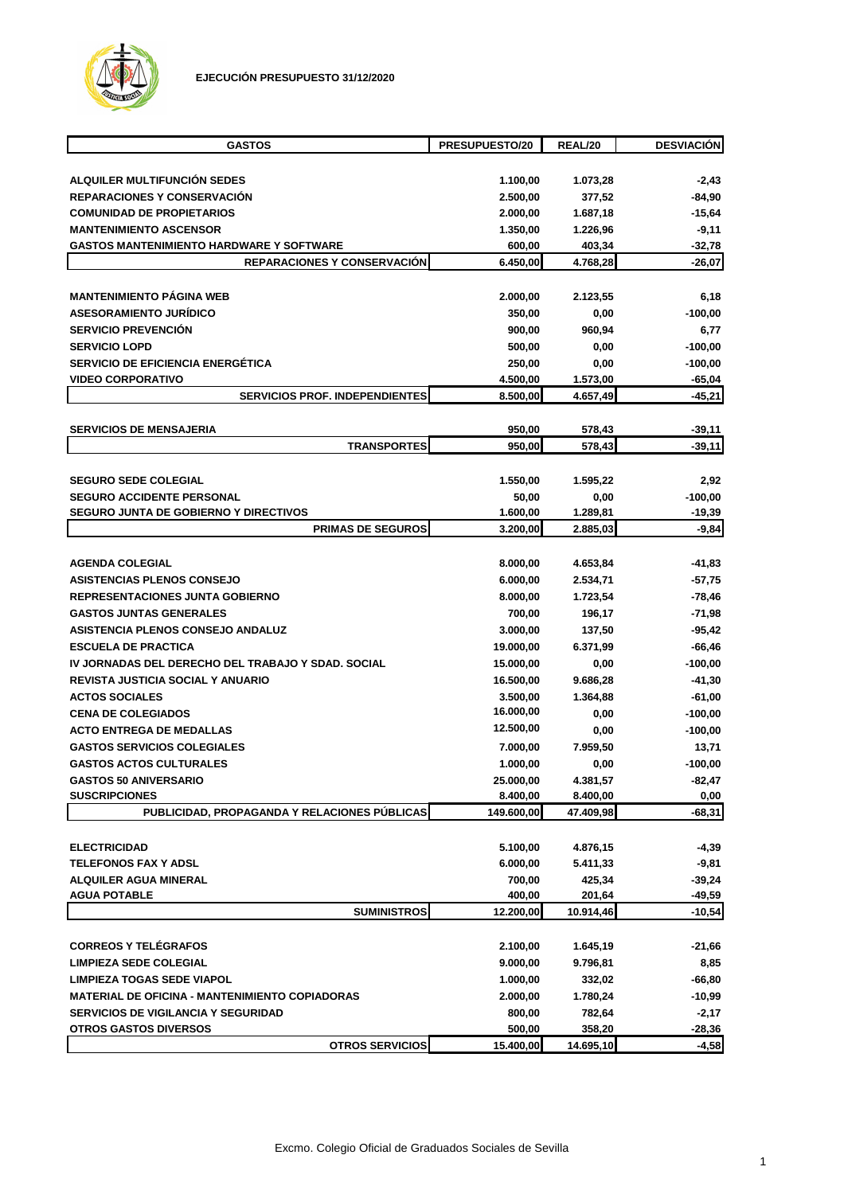**EJECUCIÓN PRESUPUESTO 31/12/2020**

| GASTOS | PRESUPUESTO/20 | REAL/20 | DESVIACIÓN |
|---|---|---|---|
| ALQUILER MULTIFUNCIÓN SEDES | 1.100,00 | 1.073,28 | -2,43 |
| REPARACIONES Y CONSERVACIÓN | 2.500,00 | 377,52 | -84,90 |
| COMUNIDAD DE PROPIETARIOS | 2.000,00 | 1.687,18 | -15,64 |
| MANTENIMIENTO ASCENSOR | 1.350,00 | 1.226,96 | -9,11 |
| GASTOS MANTENIMIENTO HARDWARE Y SOFTWARE | 600,00 | 403,34 | -32,78 |
| **REPARACIONES Y CONSERVACIÓN** | **6.450,00** | **4.768,28** | **-26,07** |
| MANTENIMIENTO PÁGINA WEB | 2.000,00 | 2.123,55 | 6,18 |
| ASESORAMIENTO JURÍDICO | 350,00 | 0,00 | -100,00 |
| SERVICIO PREVENCIÓN | 900,00 | 960,94 | 6,77 |
| SERVICIO LOPD | 500,00 | 0,00 | -100,00 |
| SERVICIO DE EFICIENCIA ENERGÉTICA | 250,00 | 0,00 | -100,00 |
| VIDEO CORPORATIVO | 4.500,00 | 1.573,00 | -65,04 |
| **SERVICIOS PROF. INDEPENDIENTES** | **8.500,00** | **4.657,49** | **-45,21** |
| SERVICIOS DE MENSAJERIA | 950,00 | 578,43 | -39,11 |
| **TRANSPORTES** | **950,00** | **578,43** | **-39,11** |
| SEGURO SEDE COLEGIAL | 1.550,00 | 1.595,22 | 2,92 |
| SEGURO ACCIDENTE PERSONAL | 50,00 | 0,00 | -100,00 |
| SEGURO JUNTA DE GOBIERNO Y DIRECTIVOS | 1.600,00 | 1.289,81 | -19,39 |
| **PRIMAS DE SEGUROS** | **3.200,00** | **2.885,03** | **-9,84** |
| AGENDA COLEGIAL | 8.000,00 | 4.653,84 | -41,83 |
| ASISTENCIAS PLENOS CONSEJO | 6.000,00 | 2.534,71 | -57,75 |
| REPRESENTACIONES JUNTA GOBIERNO | 8.000,00 | 1.723,54 | -78,46 |
| GASTOS JUNTAS GENERALES | 700,00 | 196,17 | -71,98 |
| ASISTENCIA PLENOS CONSEJO ANDALUZ | 3.000,00 | 137,50 | -95,42 |
| ESCUELA DE PRACTICA | 19.000,00 | 6.371,99 | -66,46 |
| IV JORNADAS DEL DERECHO DEL TRABAJO Y SDAD. SOCIAL | 15.000,00 | 0,00 | -100,00 |
| REVISTA JUSTICIA SOCIAL Y ANUARIO | 16.500,00 | 9.686,28 | -41,30 |
| ACTOS SOCIALES | 3.500,00 | 1.364,88 | -61,00 |
| CENA DE COLEGIADOS | 16.000,00 | 0,00 | -100,00 |
| ACTO ENTREGA DE MEDALLAS | 12.500,00 | 0,00 | -100,00 |
| GASTOS SERVICIOS COLEGIALES | 7.000,00 | 7.959,50 | 13,71 |
| GASTOS ACTOS CULTURALES | 1.000,00 | 0,00 | -100,00 |
| GASTOS 50 ANIVERSARIO | 25.000,00 | 4.381,57 | -82,47 |
| SUSCRIPCIONES | 8.400,00 | 8.400,00 | 0,00 |
| **PUBLICIDAD, PROPAGANDA Y RELACIONES PÚBLICAS** | **149.600,00** | **47.409,98** | **-68,31** |
| ELECTRICIDAD | 5.100,00 | 4.876,15 | -4,39 |
| TELEFONOS FAX Y ADSL | 6.000,00 | 5.411,33 | -9,81 |
| ALQUILER AGUA MINERAL | 700,00 | 425,34 | -39,24 |
| AGUA POTABLE | 400,00 | 201,64 | -49,59 |
| **SUMINISTROS** | **12.200,00** | **10.914,46** | **-10,54** |
| CORREOS Y TELÉGRAFOS | 2.100,00 | 1.645,19 | -21,66 |
| LIMPIEZA SEDE COLEGIAL | 9.000,00 | 9.796,81 | 8,85 |
| LIMPIEZA TOGAS SEDE VIAPOL | 1.000,00 | 332,02 | -66,80 |
| MATERIAL DE OFICINA - MANTENIMIENTO COPIADORAS | 2.000,00 | 1.780,24 | -10,99 |
| SERVICIOS DE VIGILANCIA Y SEGURIDAD | 800,00 | 782,64 | -2,17 |
| OTROS GASTOS DIVERSOS | 500,00 | 358,20 | -28,36 |
| **OTROS SERVICIOS** | **15.400,00** | **14.695,10** | **-4,58** |

Excmo. Colegio Oficial de Graduados Sociales de Sevilla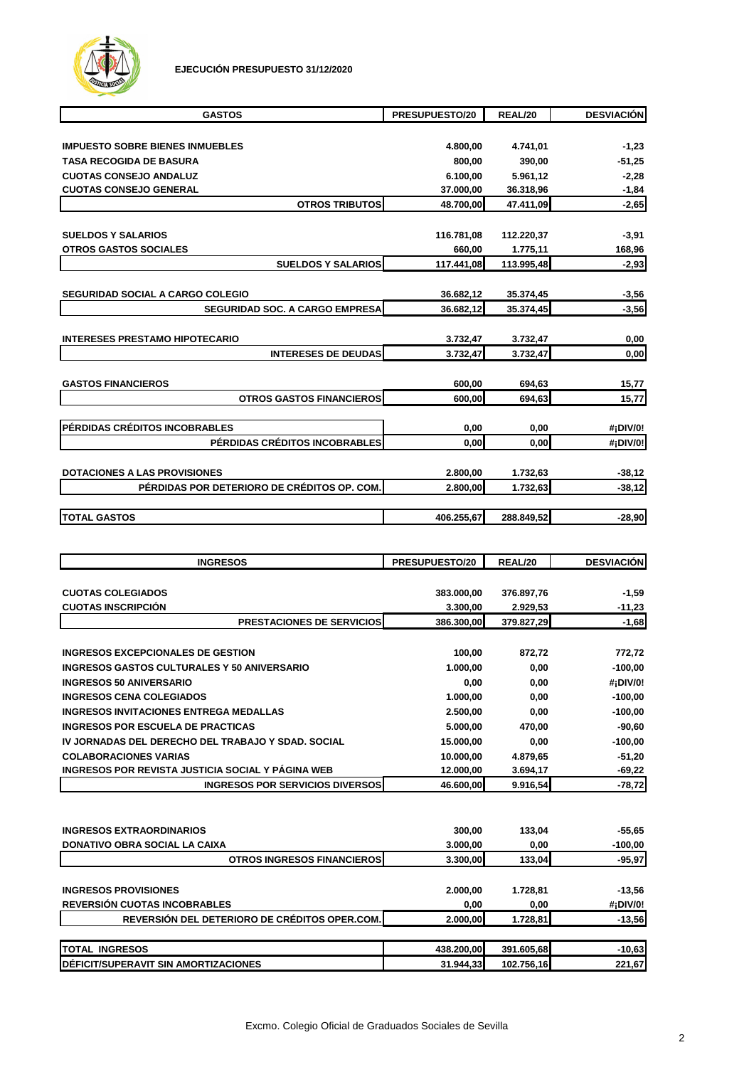**EJECUCIÓN PRESUPUESTO 31/12/2020**

| GASTOS | PRESUPUESTO/20 | REAL/20 | DESVIACIÓN |
|---|---|---|---|
| IMPUESTO SOBRE BIENES INMUEBLES | 4.800,00 | 4.741,01 | -1,23 |
| TASA RECOGIDA DE BASURA | 800,00 | 390,00 | -51,25 |
| CUOTAS CONSEJO ANDALUZ | 6.100,00 | 5.961,12 | -2,28 |
| CUOTAS CONSEJO GENERAL | 37.000,00 | 36.318,96 | -1,84 |
| **OTROS TRIBUTOS** | **48.700,00** | **47.411,09** | **-2,65** |
| SUELDOS Y SALARIOS | 116.781,08 | 112.220,37 | -3,91 |
| OTROS GASTOS SOCIALES | 660,00 | 1.775,11 | 168,96 |
| **SUELDOS Y SALARIOS** | **117.441,08** | **113.995,48** | **-2,93** |
| SEGURIDAD SOCIAL A CARGO COLEGIO | 36.682,12 | 35.374,45 | -3,56 |
| **SEGURIDAD SOC. A CARGO EMPRESA** | **36.682,12** | **35.374,45** | **-3,56** |
| INTERESES PRESTAMO HIPOTECARIO | 3.732,47 | 3.732,47 | 0,00 |
| **INTERESES DE DEUDAS** | **3.732,47** | **3.732,47** | **0,00** |
| GASTOS FINANCIEROS | 600,00 | 694,63 | 15,77 |
| **OTROS GASTOS FINANCIEROS** | **600,00** | **694,63** | **15,77** |
| PÉRDIDAS CRÉDITOS INCOBRABLES | 0,00 | 0,00 | #¡DIV/0! |
| **PÉRDIDAS CRÉDITOS INCOBRABLES** | **0,00** | **0,00** | **#¡DIV/0!** |
| DOTACIONES A LAS PROVISIONES | 2.800,00 | 1.732,63 | -38,12 |
| **PÉRDIDAS POR DETERIORO DE CRÉDITOS OP. COM.** | **2.800,00** | **1.732,63** | **-38,12** |
| **TOTAL GASTOS** | **406.255,67** | **288.849,52** | **-28,90** |

| INGRESOS | PRESUPUESTO/20 | REAL/20 | DESVIACIÓN |
|---|---|---|---|
| CUOTAS COLEGIADOS | 383.000,00 | 376.897,76 | -1,59 |
| CUOTAS INSCRIPCIÓN | 3.300,00 | 2.929,53 | -11,23 |
| **PRESTACIONES DE SERVICIOS** | **386.300,00** | **379.827,29** | **-1,68** |
| INGRESOS EXCEPCIONALES DE GESTION | 100,00 | 872,72 | 772,72 |
| INGRESOS GASTOS CULTURALES Y 50 ANIVERSARIO | 1.000,00 | 0,00 | -100,00 |
| INGRESOS 50 ANIVERSARIO | 0,00 | 0,00 | #¡DIV/0! |
| INGRESOS CENA COLEGIADOS | 1.000,00 | 0,00 | -100,00 |
| INGRESOS INVITACIONES ENTREGA MEDALLAS | 2.500,00 | 0,00 | -100,00 |
| INGRESOS POR ESCUELA DE PRACTICAS | 5.000,00 | 470,00 | -90,60 |
| IV JORNADAS DEL DERECHO DEL TRABAJO Y SDAD. SOCIAL | 15.000,00 | 0,00 | -100,00 |
| COLABORACIONES VARIAS | 10.000,00 | 4.879,65 | -51,20 |
| INGRESOS POR REVISTA JUSTICIA SOCIAL Y PÁGINA WEB | 12.000,00 | 3.694,17 | -69,22 |
| **INGRESOS POR SERVICIOS DIVERSOS** | **46.600,00** | **9.916,54** | **-78,72** |
| INGRESOS EXTRAORDINARIOS | 300,00 | 133,04 | -55,65 |
| DONATIVO OBRA SOCIAL LA CAIXA | 3.000,00 | 0,00 | -100,00 |
| **OTROS INGRESOS FINANCIEROS** | **3.300,00** | **133,04** | **-95,97** |
| INGRESOS PROVISIONES | 2.000,00 | 1.728,81 | -13,56 |
| REVERSIÓN CUOTAS INCOBRABLES | 0,00 | 0,00 | #¡DIV/0! |
| **REVERSIÓN DEL DETERIORO DE CRÉDITOS OPER.COM.** | **2.000,00** | **1.728,81** | **-13,56** |
| **TOTAL INGRESOS** | **438.200,00** | **391.605,68** | **-10,63** |
| **DÉFICIT/SUPERAVIT SIN AMORTIZACIONES** | **31.944,33** | **102.756,16** | **221,67** |

Excmo. Colegio Oficial de Graduados Sociales de Sevilla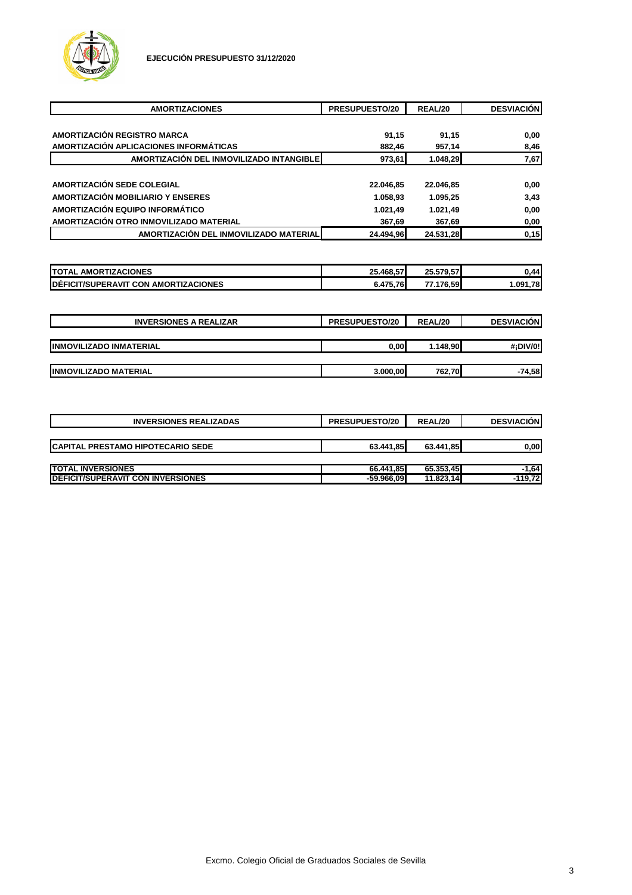**EJECUCIÓN PRESUPUESTO 31/12/2020**

| AMORTIZACIONES | PRESUPUESTO/20 | REAL/20 | DESVIACIÓN |
|---|---|---|---|
| AMORTIZACIÓN REGISTRO MARCA | 91,15 | 91,15 | 0,00 |
| AMORTIZACIÓN APLICACIONES INFORMÁTICAS | 882,46 | 957,14 | 8,46 |
| AMORTIZACIÓN DEL INMOVILIZADO INTANGIBLE | 973,61 | 1.048,29 | 7,67 |
| AMORTIZACIÓN SEDE COLEGIAL | 22.046,85 | 22.046,85 | 0,00 |
| AMORTIZACIÓN MOBILIARIO Y ENSERES | 1.058,93 | 1.095,25 | 3,43 |
| AMORTIZACIÓN EQUIPO INFORMÁTICO | 1.021,49 | 1.021,49 | 0,00 |
| AMORTIZACIÓN OTRO INMOVILIZADO MATERIAL | 367,69 | 367,69 | 0,00 |
| AMORTIZACIÓN DEL INMOVILIZADO MATERIAL | 24.494,96 | 24.531,28 | 0,15 |

| | | | |
|---|---|---|---|
| TOTAL AMORTIZACIONES | 25.468,57 | 25.579,57 | 0,44 |
| DÉFICIT/SUPERAVIT CON AMORTIZACIONES | 6.475,76 | 77.176,59 | 1.091,78 |

| INVERSIONES A REALIZAR | PRESUPUESTO/20 | REAL/20 | DESVIACIÓN |
|---|---|---|---|
| INMOVILIZADO INMATERIAL | 0,00 | 1.148,90 | #¡DIV/0! |
| INMOVILIZADO MATERIAL | 3.000,00 | 762,70 | -74,58 |

| INVERSIONES REALIZADAS | PRESUPUESTO/20 | REAL/20 | DESVIACIÓN |
|---|---|---|---|
| CAPITAL PRESTAMO HIPOTECARIO SEDE | 63.441,85 | 63.441,85 | 0,00 |
| TOTAL INVERSIONES | 66.441,85 | 65.353,45 | -1,64 |
| DEFICIT/SUPERAVIT CON INVERSIONES | -59.966,09 | 11.823,14 | -119,72 |

Excmo. Colegio Oficial de Graduados Sociales de Sevilla